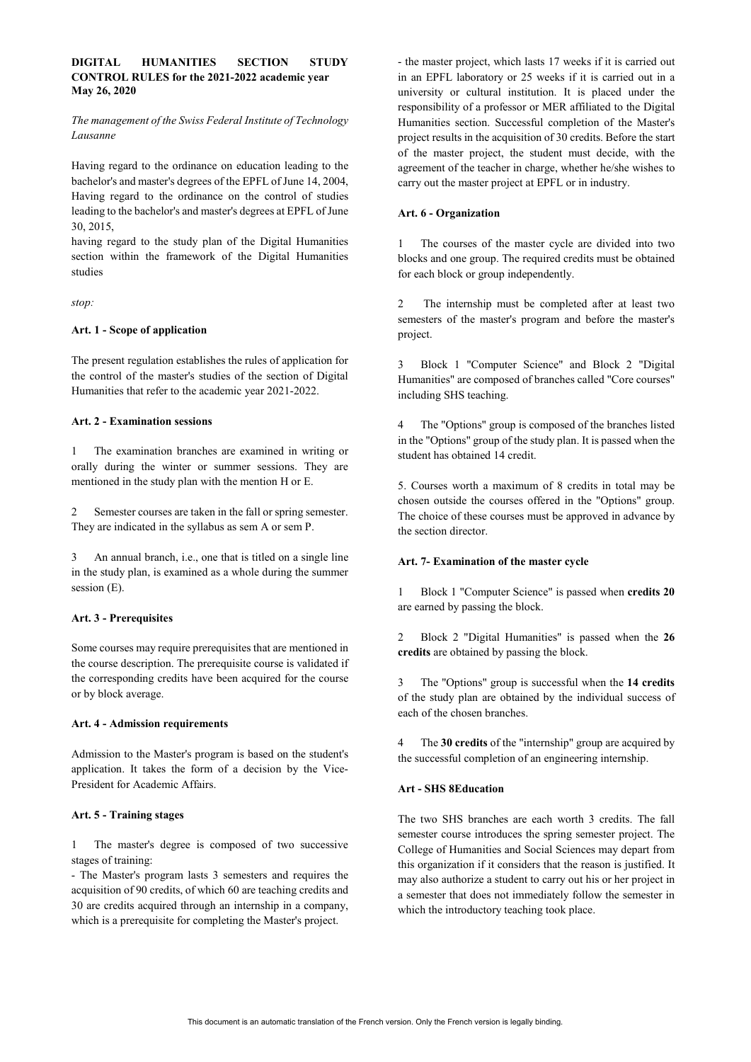**DIGITAL HUMANITIES SECTION STUDY CONTROL RULES for the 2021-2022 academic year**
**May 26, 2020**

*The management of the Swiss Federal Institute of Technology Lausanne*

Having regard to the ordinance on education leading to the bachelor's and master's degrees of the EPFL of June 14, 2004, Having regard to the ordinance on the control of studies leading to the bachelor's and master's degrees at EPFL of June 30, 2015,

having regard to the study plan of the Digital Humanities section within the framework of the Digital Humanities studies

*stop:*

**Art. 1 - Scope of application**

The present regulation establishes the rules of application for the control of the master's studies of the section of Digital Humanities that refer to the academic year 2021-2022.

**Art. 2 - Examination sessions**

1 The examination branches are examined in writing or orally during the winter or summer sessions. They are mentioned in the study plan with the mention H or E.

2 Semester courses are taken in the fall or spring semester. They are indicated in the syllabus as sem A or sem P.

3 An annual branch, i.e., one that is titled on a single line in the study plan, is examined as a whole during the summer session (E).

**Art. 3 - Prerequisites**

Some courses may require prerequisites that are mentioned in the course description. The prerequisite course is validated if the corresponding credits have been acquired for the course or by block average.

**Art. 4 - Admission requirements**

Admission to the Master's program is based on the student's application. It takes the form of a decision by the Vice-President for Academic Affairs.

**Art. 5 - Training stages**

1 The master's degree is composed of two successive stages of training:

- The Master's program lasts 3 semesters and requires the acquisition of 90 credits, of which 60 are teaching credits and 30 are credits acquired through an internship in a company, which is a prerequisite for completing the Master's project.
- the master project, which lasts 17 weeks if it is carried out in an EPFL laboratory or 25 weeks if it is carried out in a university or cultural institution. It is placed under the responsibility of a professor or MER affiliated to the Digital Humanities section. Successful completion of the Master's project results in the acquisition of 30 credits. Before the start of the master project, the student must decide, with the agreement of the teacher in charge, whether he/she wishes to carry out the master project at EPFL or in industry.

**Art. 6 - Organization**

1 The courses of the master cycle are divided into two blocks and one group. The required credits must be obtained for each block or group independently.

2 The internship must be completed after at least two semesters of the master's program and before the master's project.

3 Block 1 "Computer Science" and Block 2 "Digital Humanities" are composed of branches called "Core courses" including SHS teaching.

4 The "Options" group is composed of the branches listed in the "Options" group of the study plan. It is passed when the student has obtained 14 credit.

5. Courses worth a maximum of 8 credits in total may be chosen outside the courses offered in the "Options" group. The choice of these courses must be approved in advance by the section director.

**Art. 7- Examination of the master cycle**

1 Block 1 "Computer Science" is passed when **credits 20** are earned by passing the block.

2 Block 2 "Digital Humanities" is passed when the **26 credits** are obtained by passing the block.

3 The "Options" group is successful when the **14 credits** of the study plan are obtained by the individual success of each of the chosen branches.

4 The **30 credits** of the "internship" group are acquired by the successful completion of an engineering internship.

**Art - SHS 8Education**

The two SHS branches are each worth 3 credits. The fall semester course introduces the spring semester project. The College of Humanities and Social Sciences may depart from this organization if it considers that the reason is justified. It may also authorize a student to carry out his or her project in a semester that does not immediately follow the semester in which the introductory teaching took place.

This document is an automatic translation of the French version. Only the French version is legally binding.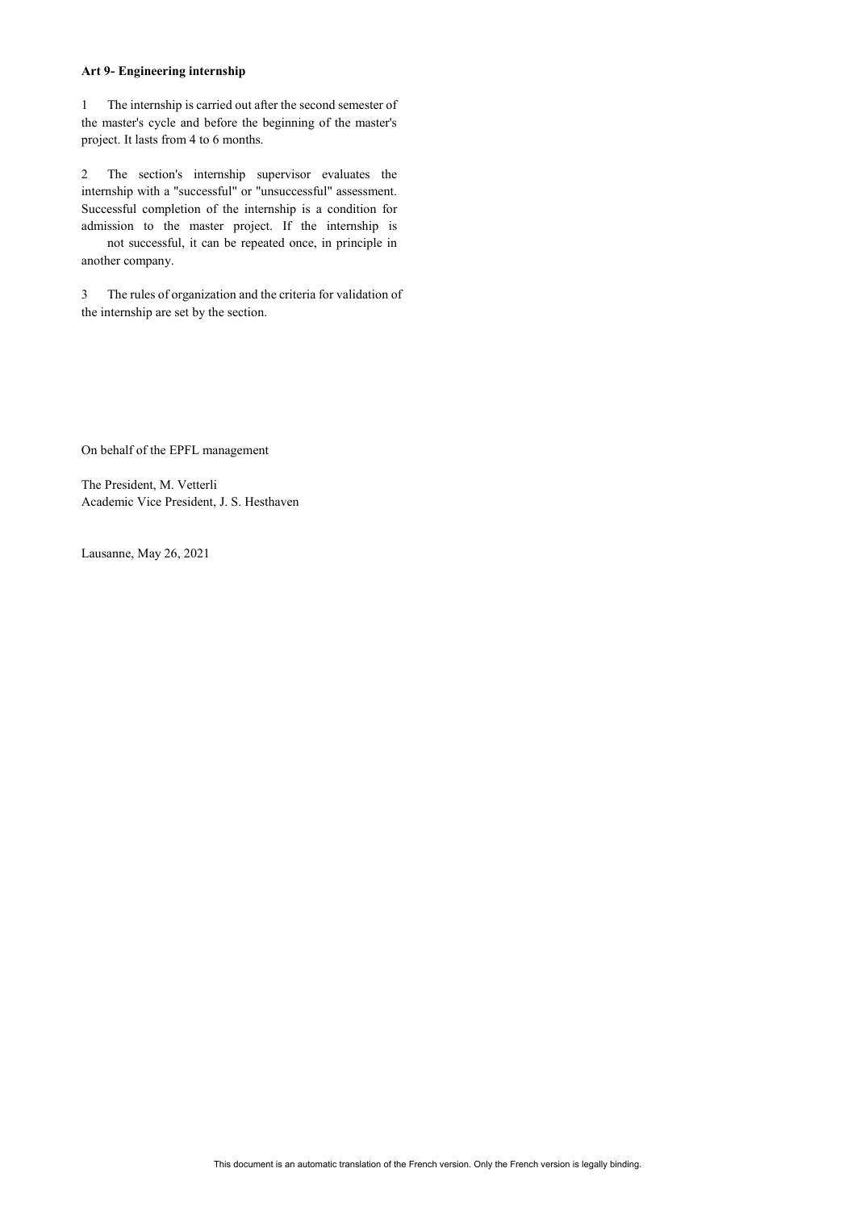**Art 9- Engineering internship**

1 The internship is carried out after the second semester of the master's cycle and before the beginning of the master's project. It lasts from 4 to 6 months.

2 The section's internship supervisor evaluates the internship with a "successful" or "unsuccessful" assessment. Successful completion of the internship is a condition for admission to the master project. If the internship is not successful, it can be repeated once, in principle in another company.

3 The rules of organization and the criteria for validation of the internship are set by the section.

On behalf of the EPFL management

The President, M. Vetterli
Academic Vice President, J. S. Hesthaven

Lausanne, May 26, 2021

This document is an automatic translation of the French version. Only the French version is legally binding.